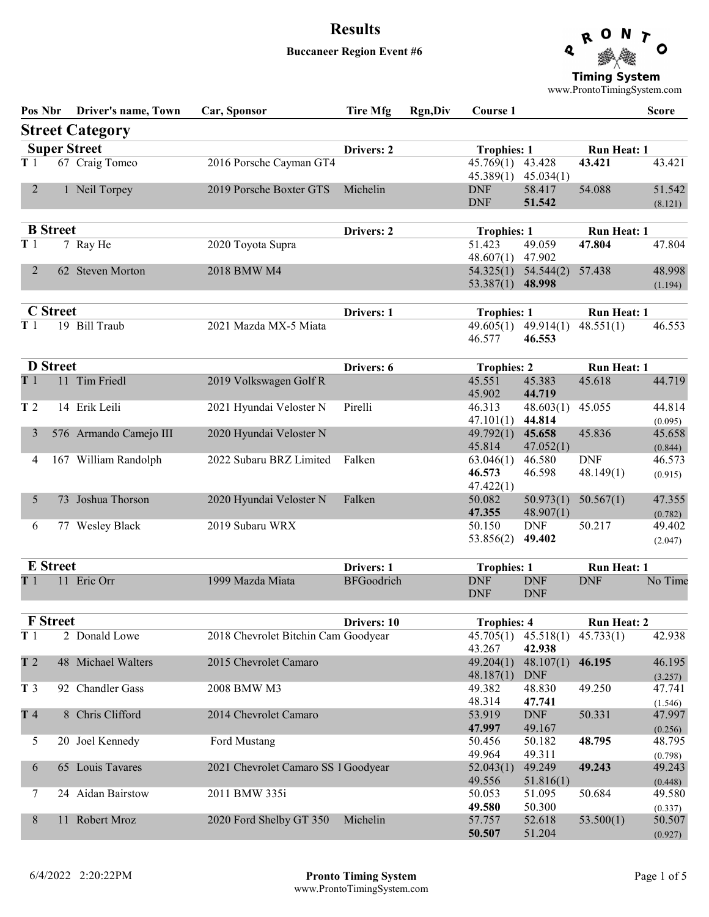# Results

**Buccaneer Region Event #6**

PRONTO Timing System
www.ProntoTimingSystem.com

## Street Category

### Super Street

Drivers: 2 | Trophies: 1 | Run Heat: 1

| Pos | Nbr | Driver's name, Town | Car, Sponsor | Tire Mfg | Rgn,Div | Course 1 | | | Score |
|---|---|---|---|---|---|---|---|---|---|
| T 1 | 67 | Craig Tomeo | 2016 Porsche Cayman GT4 | | | 45.769(1) | 43.428 | **43.421** | 43.421 |
| | | | | | | 45.389(1) | 45.034(1) | | |
| 2 | 1 | Neil Torpey | 2019 Porsche Boxter GTS | Michelin | | DNF | 58.417 | 54.088 | 51.542 |
| | | | | | | DNF | **51.542** | | (8.121) |

### B Street

Drivers: 2 | Trophies: 1 | Run Heat: 1

| Pos | Nbr | Driver's name, Town | Car, Sponsor | Tire Mfg | Rgn,Div | Course 1 | | | Score |
|---|---|---|---|---|---|---|---|---|---|
| T 1 | 7 | Ray He | 2020 Toyota Supra | | | 51.423 | 49.059 | **47.804** | 47.804 |
| | | | | | | 48.607(1) | 47.902 | | |
| 2 | 62 | Steven Morton | 2018 BMW M4 | | | 54.325(1) | 54.544(2) | 57.438 | 48.998 |
| | | | | | | 53.387(1) | **48.998** | | (1.194) |

### C Street

Drivers: 1 | Trophies: 1 | Run Heat: 1

| Pos | Nbr | Driver's name, Town | Car, Sponsor | Tire Mfg | Rgn,Div | Course 1 | | | Score |
|---|---|---|---|---|---|---|---|---|---|
| T 1 | 19 | Bill Traub | 2021 Mazda MX-5 Miata | | | 49.605(1) | 49.914(1) | 48.551(1) | 46.553 |
| | | | | | | 46.577 | **46.553** | | |

### D Street

Drivers: 6 | Trophies: 2 | Run Heat: 1

| Pos | Nbr | Driver's name, Town | Car, Sponsor | Tire Mfg | Rgn,Div | Course 1 | | | Score |
|---|---|---|---|---|---|---|---|---|---|
| T 1 | 11 | Tim Friedl | 2019 Volkswagen Golf R | | | 45.551 | 45.383 | 45.618 | 44.719 |
| | | | | | | 45.902 | **44.719** | | |
| T 2 | 14 | Erik Leili | 2021 Hyundai Veloster N | Pirelli | | 46.313 | 48.603(1) | 45.055 | 44.814 |
| | | | | | | 47.101(1) | **44.814** | | (0.095) |
| 3 | 576 | Armando Camejo III | 2020 Hyundai Veloster N | | | 49.792(1) | **45.658** | 45.836 | 45.658 |
| | | | | | | 45.814 | 47.052(1) | | (0.844) |
| 4 | 167 | William Randolph | 2022 Subaru BRZ Limited | Falken | | 63.046(1) | 46.580 | DNF | 46.573 |
| | | | | | | **46.573** | 46.598 | 48.149(1) | (0.915) |
| | | | | | | 47.422(1) | | | |
| 5 | 73 | Joshua Thorson | 2020 Hyundai Veloster N | Falken | | 50.082 | 50.973(1) | 50.567(1) | 47.355 |
| | | | | | | **47.355** | 48.907(1) | | (0.782) |
| 6 | 77 | Wesley Black | 2019 Subaru WRX | | | 50.150 | DNF | 50.217 | 49.402 |
| | | | | | | 53.856(2) | **49.402** | | (2.047) |

### E Street

Drivers: 1 | Trophies: 1 | Run Heat: 1

| Pos | Nbr | Driver's name, Town | Car, Sponsor | Tire Mfg | Rgn,Div | Course 1 | | | Score |
|---|---|---|---|---|---|---|---|---|---|
| T 1 | 11 | Eric Orr | 1999 Mazda Miata | BFGoodrich | | DNF | DNF | DNF | No Time |
| | | | | | | DNF | DNF | | |

### F Street

Drivers: 10 | Trophies: 4 | Run Heat: 2

| Pos | Nbr | Driver's name, Town | Car, Sponsor | Tire Mfg | Rgn,Div | Course 1 | | | Score |
|---|---|---|---|---|---|---|---|---|---|
| T 1 | 2 | Donald Lowe | 2018 Chevrolet Bitchin Cam | Goodyear | | 45.705(1) | 45.518(1) | 45.733(1) | 42.938 |
| | | | | | | 43.267 | **42.938** | | |
| T 2 | 48 | Michael Walters | 2015 Chevrolet Camaro | | | 49.204(1) | 48.107(1) | **46.195** | 46.195 |
| | | | | | | 48.187(1) | DNF | | (3.257) |
| T 3 | 92 | Chandler Gass | 2008 BMW M3 | | | 49.382 | 48.830 | 49.250 | 47.741 |
| | | | | | | 48.314 | **47.741** | | (1.546) |
| T 4 | 8 | Chris Clifford | 2014 Chevrolet Camaro | | | 53.919 | DNF | 50.331 | 47.997 |
| | | | | | | **47.997** | 49.167 | | (0.256) |
| 5 | 20 | Joel Kennedy | Ford Mustang | | | 50.456 | 50.182 | **48.795** | 48.795 |
| | | | | | | 49.964 | 49.311 | | (0.798) |
| 6 | 65 | Louis Tavares | 2021 Chevrolet Camaro SS 1 | Goodyear | | 52.043(1) | 49.249 | **49.243** | 49.243 |
| | | | | | | 49.556 | 51.816(1) | | (0.448) |
| 7 | 24 | Aidan Bairstow | 2011 BMW 335i | | | 50.053 | 51.095 | 50.684 | 49.580 |
| | | | | | | **49.580** | 50.300 | | (0.337) |
| 8 | 11 | Robert Mroz | 2020 Ford Shelby GT 350 | Michelin | | 57.757 | 52.618 | 53.500(1) | 50.507 |
| | | | | | | **50.507** | 51.204 | | (0.927) |

6/4/2022 2:20:22PM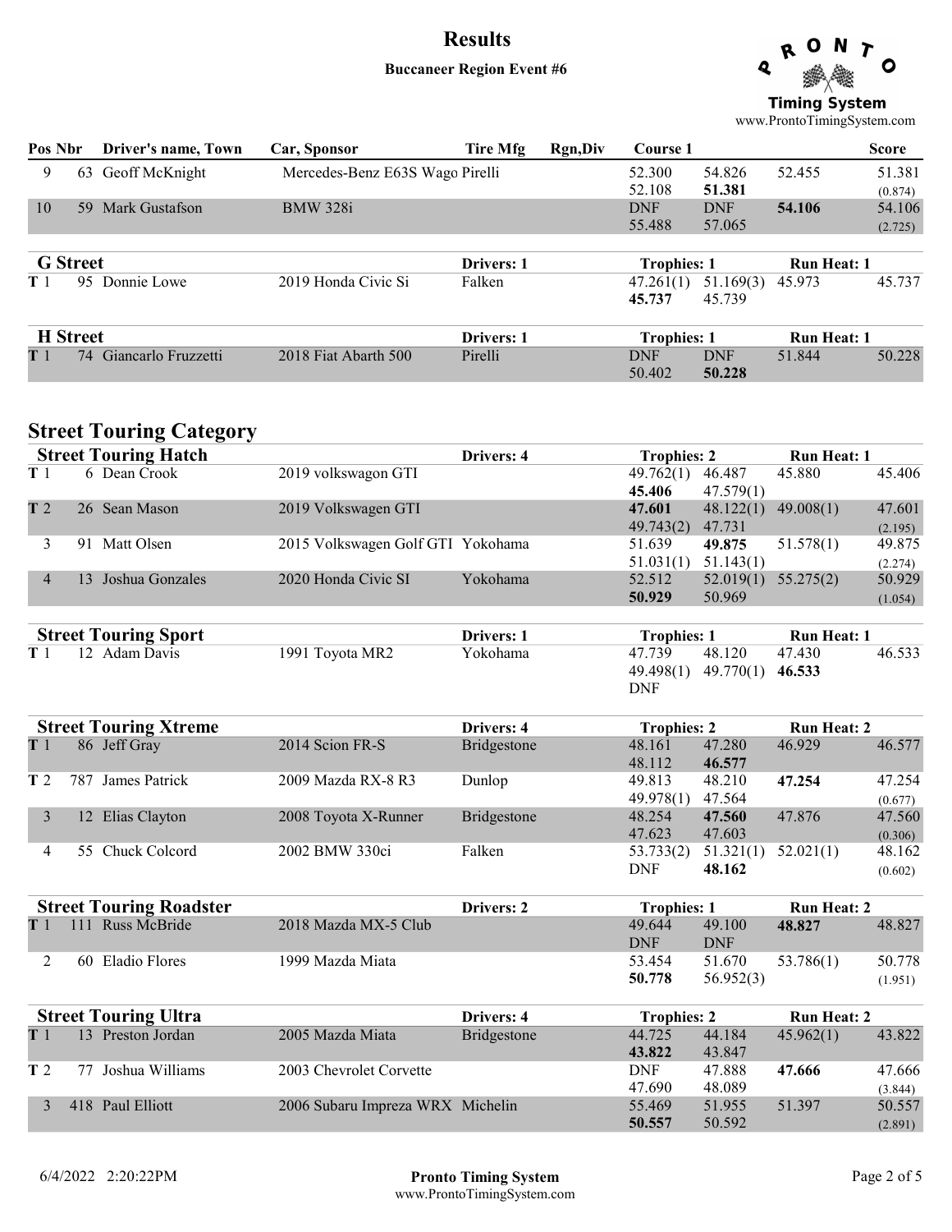# Results

**Buccaneer Region Event #6**

| Pos | Nbr | Driver's name, Town | Car, Sponsor | Tire Mfg | Rgn,Div | Course 1 | | | Score |
|---|---|---|---|---|---|---|---|---|---|
| 9 | 63 | Geoff McKnight | Mercedes-Benz E63S Wago | Pirelli | | 52.300 | 54.826 | 52.455 | 51.381 |
| | | | | | | 52.108 | **51.381** | | (0.874) |
| 10 | 59 | Mark Gustafson | BMW 328i | | | DNF | DNF | **54.106** | 54.106 |
| | | | | | | 55.488 | 57.065 | | (2.725) |

## G Street

| Pos | Nbr | Driver's name, Town | Car, Sponsor | Tire Mfg | Rgn,Div | Course 1 | | | Score |
|---|---|---|---|---|---|---|---|---|---|
| | | | | Drivers: 1 | | Trophies: 1 | | Run Heat: 1 | |
| T 1 | 95 | Donnie Lowe | 2019 Honda Civic Si | Falken | | 47.261(1) | 51.169(3) | 45.973 | 45.737 |
| | | | | | | **45.737** | 45.739 | | |

## H Street

| Pos | Nbr | Driver's name, Town | Car, Sponsor | Tire Mfg | Rgn,Div | Course 1 | | | Score |
|---|---|---|---|---|---|---|---|---|---|
| | | | | Drivers: 1 | | Trophies: 1 | | Run Heat: 1 | |
| T 1 | 74 | Giancarlo Fruzzetti | 2018 Fiat Abarth 500 | Pirelli | | DNF | DNF | 51.844 | 50.228 |
| | | | | | | 50.402 | **50.228** | | |

# Street Touring Category

## Street Touring Hatch

| Pos | Nbr | Driver's name, Town | Car, Sponsor | Tire Mfg | Rgn,Div | Course 1 | | | Score |
|---|---|---|---|---|---|---|---|---|---|
| | | | | Drivers: 4 | | Trophies: 2 | | Run Heat: 1 | |
| T 1 | 6 | Dean Crook | 2019 volkswagon GTI | | | 49.762(1) | 46.487 | 45.880 | 45.406 |
| | | | | | | **45.406** | 47.579(1) | | |
| T 2 | 26 | Sean Mason | 2019 Volkswagen GTI | | | **47.601** | 48.122(1) | 49.008(1) | 47.601 |
| | | | | | | 49.743(2) | 47.731 | | (2.195) |
| 3 | 91 | Matt Olsen | 2015 Volkswagen Golf GTI | Yokohama | | 51.639 | **49.875** | 51.578(1) | 49.875 |
| | | | | | | 51.031(1) | 51.143(1) | | (2.274) |
| 4 | 13 | Joshua Gonzales | 2020 Honda Civic SI | Yokohama | | 52.512 | 52.019(1) | 55.275(2) | 50.929 |
| | | | | | | **50.929** | 50.969 | | (1.054) |

## Street Touring Sport

| Pos | Nbr | Driver's name, Town | Car, Sponsor | Tire Mfg | Rgn,Div | Course 1 | | | Score |
|---|---|---|---|---|---|---|---|---|---|
| | | | | Drivers: 1 | | Trophies: 1 | | Run Heat: 1 | |
| T 1 | 12 | Adam Davis | 1991 Toyota MR2 | Yokohama | | 47.739 | 48.120 | 47.430 | 46.533 |
| | | | | | | 49.498(1) | 49.770(1) | **46.533** | |
| | | | | | | DNF | | | |

## Street Touring Xtreme

| Pos | Nbr | Driver's name, Town | Car, Sponsor | Tire Mfg | Rgn,Div | Course 1 | | | Score |
|---|---|---|---|---|---|---|---|---|---|
| | | | | Drivers: 4 | | Trophies: 2 | | Run Heat: 2 | |
| T 1 | 86 | Jeff Gray | 2014 Scion FR-S | Bridgestone | | 48.161 | 47.280 | 46.929 | 46.577 |
| | | | | | | 48.112 | **46.577** | | |
| T 2 | 787 | James Patrick | 2009 Mazda RX-8 R3 | Dunlop | | 49.813 | 48.210 | **47.254** | 47.254 |
| | | | | | | 49.978(1) | 47.564 | | (0.677) |
| 3 | 12 | Elias Clayton | 2008 Toyota X-Runner | Bridgestone | | 48.254 | **47.560** | 47.876 | 47.560 |
| | | | | | | 47.623 | 47.603 | | (0.306) |
| 4 | 55 | Chuck Colcord | 2002 BMW 330ci | Falken | | 53.733(2) | 51.321(1) | 52.021(1) | 48.162 |
| | | | | | | DNF | **48.162** | | (0.602) |

## Street Touring Roadster

| Pos | Nbr | Driver's name, Town | Car, Sponsor | Tire Mfg | Rgn,Div | Course 1 | | | Score |
|---|---|---|---|---|---|---|---|---|---|
| | | | | Drivers: 2 | | Trophies: 1 | | Run Heat: 2 | |
| T 1 | 111 | Russ McBride | 2018 Mazda MX-5 Club | | | 49.644 | 49.100 | **48.827** | 48.827 |
| | | | | | | DNF | DNF | | |
| 2 | 60 | Eladio Flores | 1999 Mazda Miata | | | 53.454 | 51.670 | 53.786(1) | 50.778 |
| | | | | | | **50.778** | 56.952(3) | | (1.951) |

## Street Touring Ultra

| Pos | Nbr | Driver's name, Town | Car, Sponsor | Tire Mfg | Rgn,Div | Course 1 | | | Score |
|---|---|---|---|---|---|---|---|---|---|
| | | | | Drivers: 4 | | Trophies: 2 | | Run Heat: 2 | |
| T 1 | 13 | Preston Jordan | 2005 Mazda Miata | Bridgestone | | 44.725 | 44.184 | 45.962(1) | 43.822 |
| | | | | | | **43.822** | 43.847 | | |
| T 2 | 77 | Joshua Williams | 2003 Chevrolet Corvette | | | DNF | 47.888 | **47.666** | 47.666 |
| | | | | | | 47.690 | 48.089 | | (3.844) |
| 3 | 418 | Paul Elliott | 2006 Subaru Impreza WRX | Michelin | | 55.469 | 51.955 | 51.397 | 50.557 |
| | | | | | | **50.557** | 50.592 | | (2.891) |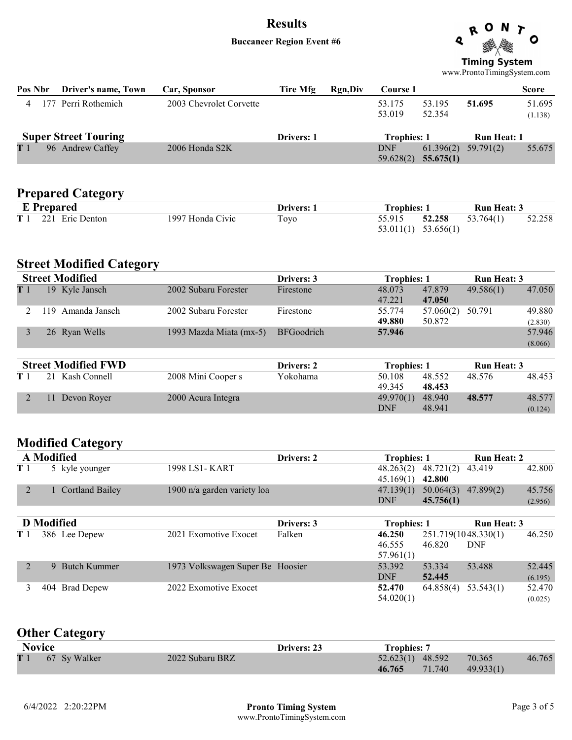# Results

**Buccaneer Region Event #6**

| Pos | Nbr | Driver's name, Town | Car, Sponsor | Tire Mfg | Rgn,Div | Course 1 | | | Score |
|---|---|---|---|---|---|---|---|---|---|
| 4 | 177 | Perri Rothemich | 2003 Chevrolet Corvette | | | 53.175 | 53.195 | **51.695** | 51.695 |
| | | | | | | 53.019 | 52.354 | | (1.138) |

| **Super Street Touring** | | | | Drivers: 1 | | Trophies: 1 | | Run Heat: 1 | |
|---|---|---|---|---|---|---|---|---|---|
| T 1 | 96 | Andrew Caffey | 2006 Honda S2K | | | DNF | 61.396(2) | 59.791(2) | 55.675 |
| | | | | | | 59.628(2) | **55.675(1)** | | |

## Prepared Category

| **E Prepared** | | | | Drivers: 1 | | Trophies: 1 | | Run Heat: 3 | |
|---|---|---|---|---|---|---|---|---|---|
| T 1 | 221 | Eric Denton | 1997 Honda Civic | Toyo | | 55.915 | **52.258** | 53.764(1) | 52.258 |
| | | | | | | 53.011(1) | 53.656(1) | | |

## Street Modified Category

| **Street Modified** | | | | Drivers: 3 | | Trophies: 1 | | Run Heat: 3 | |
|---|---|---|---|---|---|---|---|---|---|
| T 1 | 19 | Kyle Jansch | 2002 Subaru Forester | Firestone | | 48.073 | 47.879 | 49.586(1) | 47.050 |
| | | | | | | 47.221 | **47.050** | | |
| 2 | 119 | Amanda Jansch | 2002 Subaru Forester | Firestone | | 55.774 | 57.060(2) | 50.791 | 49.880 |
| | | | | | | **49.880** | 50.872 | | (2.830) |
| 3 | 26 | Ryan Wells | 1993 Mazda Miata (mx-5) | BFGoodrich | | **57.946** | | | 57.946 |
| | | | | | | | | | (8.066) |

| **Street Modified FWD** | | | | Drivers: 2 | | Trophies: 1 | | Run Heat: 3 | |
|---|---|---|---|---|---|---|---|---|---|
| T 1 | 21 | Kash Connell | 2008 Mini Cooper s | Yokohama | | 50.108 | 48.552 | 48.576 | 48.453 |
| | | | | | | 49.345 | **48.453** | | |
| 2 | 11 | Devon Royer | 2000 Acura Integra | | | 49.970(1) | 48.940 | **48.577** | 48.577 |
| | | | | | | DNF | 48.941 | | (0.124) |

## Modified Category

| **A Modified** | | | | Drivers: 2 | | Trophies: 1 | | Run Heat: 2 | |
|---|---|---|---|---|---|---|---|---|---|
| T 1 | 5 | kyle younger | 1998 LS1- KART | | | 48.263(2) | 48.721(2) | 43.419 | 42.800 |
| | | | | | | 45.169(1) | **42.800** | | |
| 2 | 1 | Cortland Bailey | 1900 n/a garden variety loa | | | 47.139(1) | 50.064(3) | 47.899(2) | 45.756 |
| | | | | | | DNF | **45.756(1)** | | (2.956) |

| **D Modified** | | | | Drivers: 3 | | Trophies: 1 | | Run Heat: 3 | |
|---|---|---|---|---|---|---|---|---|---|
| T 1 | 386 | Lee Depew | 2021 Exomotive Exocet | Falken | | **46.250** | 251.719(10 | 48.330(1) | 46.250 |
| | | | | | | 46.555 | 46.820 | DNF | |
| | | | | | | 57.961(1) | | | |
| 2 | 9 | Butch Kummer | 1973 Volkswagen Super Be | Hoosier | | 53.392 | 53.334 | 53.488 | 52.445 |
| | | | | | | DNF | **52.445** | | (6.195) |
| 3 | 404 | Brad Depew | 2022 Exomotive Exocet | | | **52.470** | 64.858(4) | 53.543(1) | 52.470 |
| | | | | | | 54.020(1) | | | (0.025) |

## Other Category

| **Novice** | | | | Drivers: 23 | | Trophies: 7 | | | |
|---|---|---|---|---|---|---|---|---|---|
| T 1 | 67 | Sy Walker | 2022 Subaru BRZ | | | 52.623(1) | 48.592 | 70.365 | 46.765 |
| | | | | | | **46.765** | 71.740 | 49.933(1) | |

6/4/2022 2:20:22PM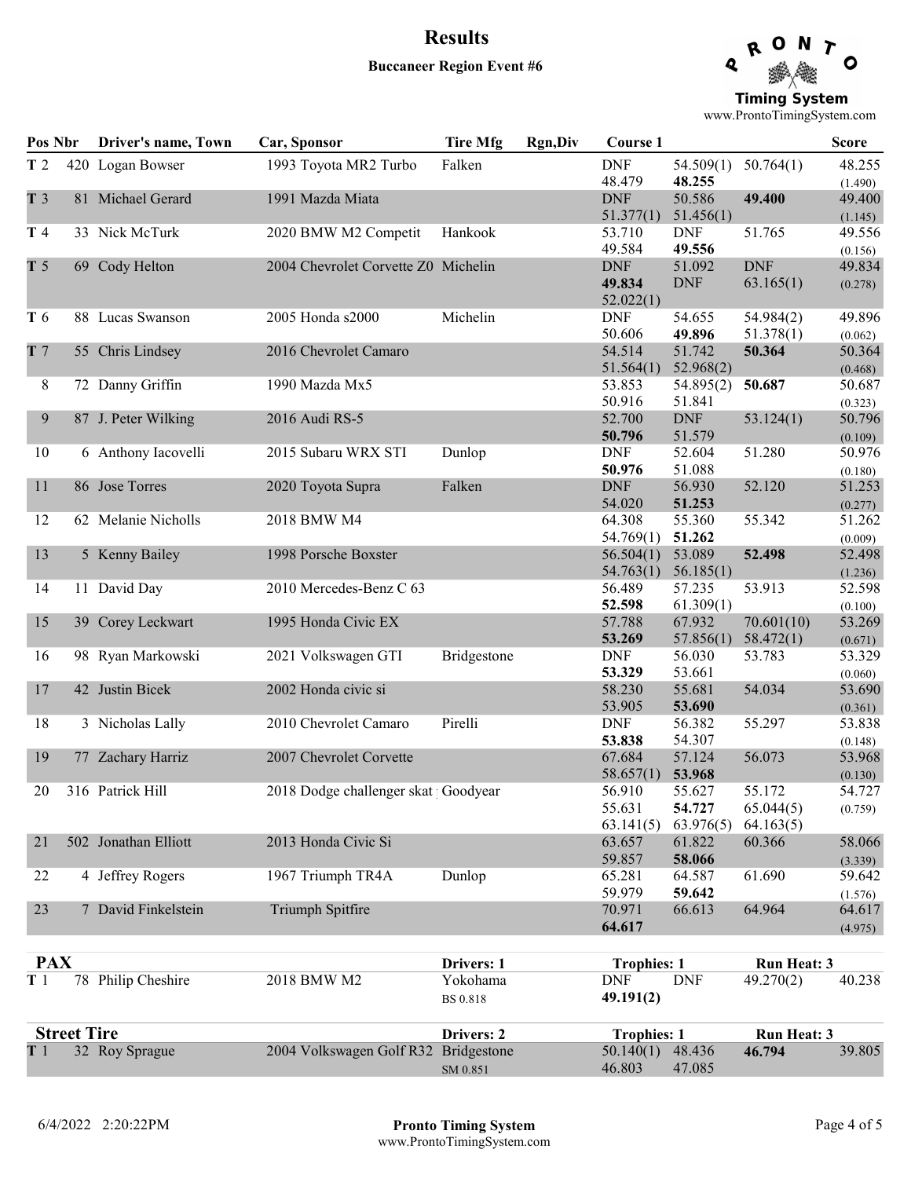# Results

**Buccaneer Region Event #6**

| Pos | Nbr | Driver's name, Town | Car, Sponsor | Tire Mfg | Rgn,Div | Course 1 | | | Score |
|---|---|---|---|---|---|---|---|---|---|
| T 2 | 420 | Logan Bowser | 1993 Toyota MR2 Turbo | Falken | | DNF<br>48.479 | 54.509(1)<br>**48.255** | 50.764(1) | 48.255<br>(1.490) |
| T 3 | 81 | Michael Gerard | 1991 Mazda Miata | | | DNF<br>51.377(1) | 50.586<br>51.456(1) | **49.400** | 49.400<br>(1.145) |
| T 4 | 33 | Nick McTurk | 2020 BMW M2 Competit | Hankook | | 53.710<br>49.584 | DNF<br>**49.556** | 51.765 | 49.556<br>(0.156) |
| T 5 | 69 | Cody Helton | 2004 Chevrolet Corvette Z0 | Michelin | | DNF<br>**49.834**<br>52.022(1) | 51.092<br>DNF | DNF<br>63.165(1) | 49.834<br>(0.278) |
| T 6 | 88 | Lucas Swanson | 2005 Honda s2000 | Michelin | | DNF<br>50.606 | 54.655<br>**49.896** | 54.984(2)<br>51.378(1) | 49.896<br>(0.062) |
| T 7 | 55 | Chris Lindsey | 2016 Chevrolet Camaro | | | 54.514<br>51.564(1) | 51.742<br>52.968(2) | **50.364** | 50.364<br>(0.468) |
| 8 | 72 | Danny Griffin | 1990 Mazda Mx5 | | | 53.853<br>50.916 | 54.895(2)<br>51.841 | **50.687** | 50.687<br>(0.323) |
| 9 | 87 | J. Peter Wilking | 2016 Audi RS-5 | | | 52.700<br>**50.796** | DNF<br>51.579 | 53.124(1) | 50.796<br>(0.109) |
| 10 | 6 | Anthony Iacovelli | 2015 Subaru WRX STI | Dunlop | | DNF<br>**50.976** | 52.604<br>51.088 | 51.280 | 50.976<br>(0.180) |
| 11 | 86 | Jose Torres | 2020 Toyota Supra | Falken | | DNF<br>54.020 | 56.930<br>**51.253** | 52.120 | 51.253<br>(0.277) |
| 12 | 62 | Melanie Nicholls | 2018 BMW M4 | | | 64.308<br>54.769(1) | 55.360<br>**51.262** | 55.342 | 51.262<br>(0.009) |
| 13 | 5 | Kenny Bailey | 1998 Porsche Boxster | | | 56.504(1)<br>54.763(1) | 53.089<br>56.185(1) | **52.498** | 52.498<br>(1.236) |
| 14 | 11 | David Day | 2010 Mercedes-Benz C 63 | | | 56.489<br>**52.598** | 57.235<br>61.309(1) | 53.913 | 52.598<br>(0.100) |
| 15 | 39 | Corey Leckwart | 1995 Honda Civic EX | | | 57.788<br>**53.269** | 67.932<br>57.856(1) | 70.601(10)<br>58.472(1) | 53.269<br>(0.671) |
| 16 | 98 | Ryan Markowski | 2021 Volkswagen GTI | Bridgestone | | DNF<br>**53.329** | 56.030<br>53.661 | 53.783 | 53.329<br>(0.060) |
| 17 | 42 | Justin Bicek | 2002 Honda civic si | | | 58.230<br>53.905 | 55.681<br>**53.690** | 54.034 | 53.690<br>(0.361) |
| 18 | 3 | Nicholas Lally | 2010 Chevrolet Camaro | Pirelli | | DNF<br>**53.838** | 56.382<br>54.307 | 55.297 | 53.838<br>(0.148) |
| 19 | 77 | Zachary Harriz | 2007 Chevrolet Corvette | | | 67.684<br>58.657(1) | 57.124<br>**53.968** | 56.073 | 53.968<br>(0.130) |
| 20 | 316 | Patrick Hill | 2018 Dodge challenger skat | Goodyear | | 56.910<br>55.631<br>63.141(5) | 55.627<br>**54.727**<br>63.976(5) | 55.172<br>65.044(5)<br>64.163(5) | 54.727<br>(0.759) |
| 21 | 502 | Jonathan Elliott | 2013 Honda Civic Si | | | 63.657<br>59.857 | 61.822<br>**58.066** | 60.366 | 58.066<br>(3.339) |
| 22 | 4 | Jeffrey Rogers | 1967 Triumph TR4A | Dunlop | | 65.281<br>59.979 | 64.587<br>**59.642** | 61.690 | 59.642<br>(1.576) |
| 23 | 7 | David Finkelstein | Triumph Spitfire | | | 70.971<br>**64.617** | 66.613 | 64.964 | 64.617<br>(4.975) |

## PAX

Drivers: 1 | Trophies: 1 | Run Heat: 3

| Pos | Nbr | Driver's name, Town | Car, Sponsor | Tire Mfg | Rgn,Div | Course 1 | | | Score |
|---|---|---|---|---|---|---|---|---|---|
| T 1 | 78 | Philip Cheshire | 2018 BMW M2 | Yokohama<br>BS 0.818 | | DNF<br>**49.191(2)** | DNF | 49.270(2) | 40.238 |

## Street Tire

Drivers: 2 | Trophies: 1 | Run Heat: 3

| Pos | Nbr | Driver's name, Town | Car, Sponsor | Tire Mfg | Rgn,Div | Course 1 | | | Score |
|---|---|---|---|---|---|---|---|---|---|
| T 1 | 32 | Roy Sprague | 2004 Volkswagen Golf R32 | Bridgestone<br>SM 0.851 | | 50.140(1)<br>46.803 | 48.436<br>47.085 | **46.794** | 39.805 |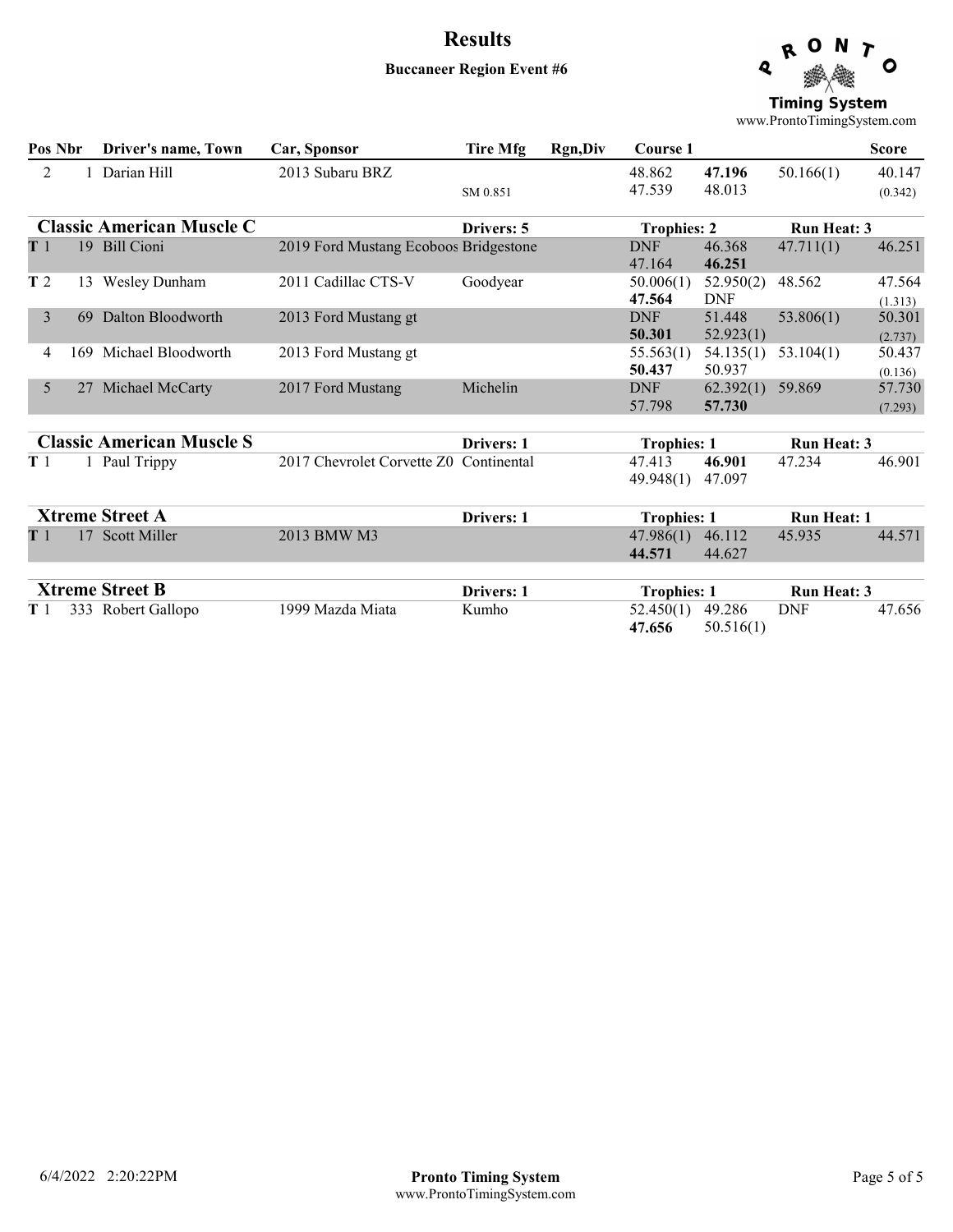# Results

**Buccaneer Region Event #6**

| Pos | Nbr | Driver's name, Town | Car, Sponsor | Tire Mfg | Rgn,Div | Course 1 | | | Score |
|---|---|---|---|---|---|---|---|---|---|
| 2 | 1 | Darian Hill | 2013 Subaru BRZ | SM 0.851 | | 48.862 / 47.539 | **47.196** / 48.013 | 50.166(1) | 40.147 (0.342) |

## Classic American Muscle C

Drivers: 5 | Trophies: 2 | Run Heat: 3

| Pos | Nbr | Driver's name, Town | Car, Sponsor | Tire Mfg | Rgn,Div | Course 1 | | | Score |
|---|---|---|---|---|---|---|---|---|---|
| T 1 | 19 | Bill Cioni | 2019 Ford Mustang Ecoboos | Bridgestone | | DNF / 47.164 | 46.368 / **46.251** | 47.711(1) | 46.251 |
| T 2 | 13 | Wesley Dunham | 2011 Cadillac CTS-V | Goodyear | | 50.006(1) / **47.564** | 52.950(2) / DNF | 48.562 | 47.564 (1.313) |
| 3 | 69 | Dalton Bloodworth | 2013 Ford Mustang gt | | | DNF / **50.301** | 51.448 / 52.923(1) | 53.806(1) | 50.301 (2.737) |
| 4 | 169 | Michael Bloodworth | 2013 Ford Mustang gt | | | 55.563(1) / **50.437** | 54.135(1) / 50.937 | 53.104(1) | 50.437 (0.136) |
| 5 | 27 | Michael McCarty | 2017 Ford Mustang | Michelin | | DNF / 57.798 | 62.392(1) / **57.730** | 59.869 | 57.730 (7.293) |

## Classic American Muscle S

Drivers: 1 | Trophies: 1 | Run Heat: 3

| Pos | Nbr | Driver's name, Town | Car, Sponsor | Tire Mfg | Rgn,Div | Course 1 | | | Score |
|---|---|---|---|---|---|---|---|---|---|
| T 1 | 1 | Paul Trippy | 2017 Chevrolet Corvette Z0 | Continental | | 47.413 / 49.948(1) | **46.901** / 47.097 | 47.234 | 46.901 |

## Xtreme Street A

Drivers: 1 | Trophies: 1 | Run Heat: 1

| Pos | Nbr | Driver's name, Town | Car, Sponsor | Tire Mfg | Rgn,Div | Course 1 | | | Score |
|---|---|---|---|---|---|---|---|---|---|
| T 1 | 17 | Scott Miller | 2013 BMW M3 | | | 47.986(1) / **44.571** | 46.112 / 44.627 | 45.935 | 44.571 |

## Xtreme Street B

Drivers: 1 | Trophies: 1 | Run Heat: 3

| Pos | Nbr | Driver's name, Town | Car, Sponsor | Tire Mfg | Rgn,Div | Course 1 | | | Score |
|---|---|---|---|---|---|---|---|---|---|
| T 1 | 333 | Robert Gallopo | 1999 Mazda Miata | Kumho | | 52.450(1) / **47.656** | 49.286 / 50.516(1) | DNF | 47.656 |

6/4/2022 2:20:22PM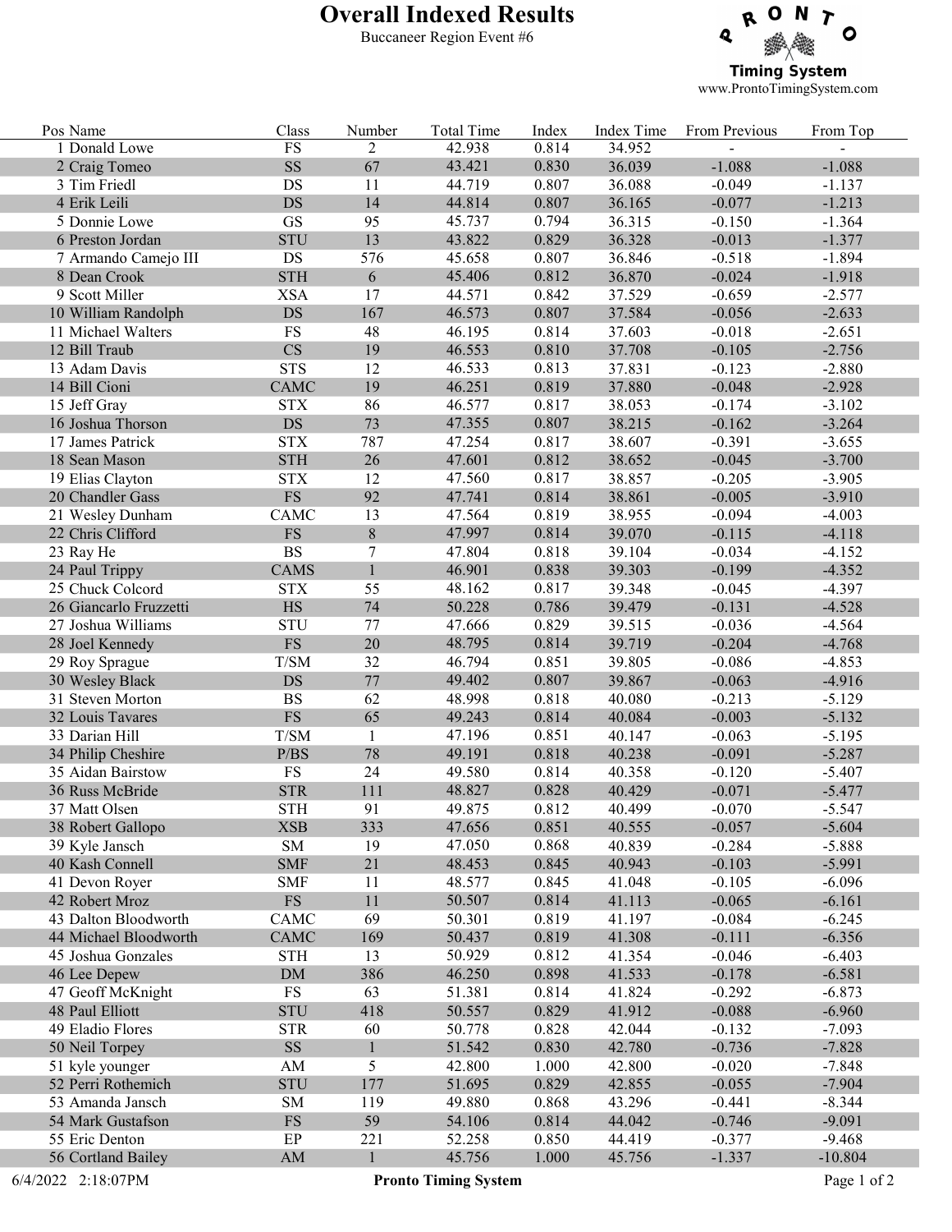# Overall Indexed Results

Buccaneer Region Event #6

**Timing System**
www.ProntoTimingSystem.com

| Pos | Name | Class | Number | Total Time | Index | Index Time | From Previous | From Top |
|---|---|---|---|---|---|---|---|---|
| 1 | Donald Lowe | FS | 2 | 42.938 | 0.814 | 34.952 | - | - |
| 2 | Craig Tomeo | SS | 67 | 43.421 | 0.830 | 36.039 | -1.088 | -1.088 |
| 3 | Tim Friedl | DS | 11 | 44.719 | 0.807 | 36.088 | -0.049 | -1.137 |
| 4 | Erik Leili | DS | 14 | 44.814 | 0.807 | 36.165 | -0.077 | -1.213 |
| 5 | Donnie Lowe | GS | 95 | 45.737 | 0.794 | 36.315 | -0.150 | -1.364 |
| 6 | Preston Jordan | STU | 13 | 43.822 | 0.829 | 36.328 | -0.013 | -1.377 |
| 7 | Armando Camejo III | DS | 576 | 45.658 | 0.807 | 36.846 | -0.518 | -1.894 |
| 8 | Dean Crook | STH | 6 | 45.406 | 0.812 | 36.870 | -0.024 | -1.918 |
| 9 | Scott Miller | XSA | 17 | 44.571 | 0.842 | 37.529 | -0.659 | -2.577 |
| 10 | William Randolph | DS | 167 | 46.573 | 0.807 | 37.584 | -0.056 | -2.633 |
| 11 | Michael Walters | FS | 48 | 46.195 | 0.814 | 37.603 | -0.018 | -2.651 |
| 12 | Bill Traub | CS | 19 | 46.553 | 0.810 | 37.708 | -0.105 | -2.756 |
| 13 | Adam Davis | STS | 12 | 46.533 | 0.813 | 37.831 | -0.123 | -2.880 |
| 14 | Bill Cioni | CAMC | 19 | 46.251 | 0.819 | 37.880 | -0.048 | -2.928 |
| 15 | Jeff Gray | STX | 86 | 46.577 | 0.817 | 38.053 | -0.174 | -3.102 |
| 16 | Joshua Thorson | DS | 73 | 47.355 | 0.807 | 38.215 | -0.162 | -3.264 |
| 17 | James Patrick | STX | 787 | 47.254 | 0.817 | 38.607 | -0.391 | -3.655 |
| 18 | Sean Mason | STH | 26 | 47.601 | 0.812 | 38.652 | -0.045 | -3.700 |
| 19 | Elias Clayton | STX | 12 | 47.560 | 0.817 | 38.857 | -0.205 | -3.905 |
| 20 | Chandler Gass | FS | 92 | 47.741 | 0.814 | 38.861 | -0.005 | -3.910 |
| 21 | Wesley Dunham | CAMC | 13 | 47.564 | 0.819 | 38.955 | -0.094 | -4.003 |
| 22 | Chris Clifford | FS | 8 | 47.997 | 0.814 | 39.070 | -0.115 | -4.118 |
| 23 | Ray He | BS | 7 | 47.804 | 0.818 | 39.104 | -0.034 | -4.152 |
| 24 | Paul Trippy | CAMS | 1 | 46.901 | 0.838 | 39.303 | -0.199 | -4.352 |
| 25 | Chuck Colcord | STX | 55 | 48.162 | 0.817 | 39.348 | -0.045 | -4.397 |
| 26 | Giancarlo Fruzzetti | HS | 74 | 50.228 | 0.786 | 39.479 | -0.131 | -4.528 |
| 27 | Joshua Williams | STU | 77 | 47.666 | 0.829 | 39.515 | -0.036 | -4.564 |
| 28 | Joel Kennedy | FS | 20 | 48.795 | 0.814 | 39.719 | -0.204 | -4.768 |
| 29 | Roy Sprague | T/SM | 32 | 46.794 | 0.851 | 39.805 | -0.086 | -4.853 |
| 30 | Wesley Black | DS | 77 | 49.402 | 0.807 | 39.867 | -0.063 | -4.916 |
| 31 | Steven Morton | BS | 62 | 48.998 | 0.818 | 40.080 | -0.213 | -5.129 |
| 32 | Louis Tavares | FS | 65 | 49.243 | 0.814 | 40.084 | -0.003 | -5.132 |
| 33 | Darian Hill | T/SM | 1 | 47.196 | 0.851 | 40.147 | -0.063 | -5.195 |
| 34 | Philip Cheshire | P/BS | 78 | 49.191 | 0.818 | 40.238 | -0.091 | -5.287 |
| 35 | Aidan Bairstow | FS | 24 | 49.580 | 0.814 | 40.358 | -0.120 | -5.407 |
| 36 | Russ McBride | STR | 111 | 48.827 | 0.828 | 40.429 | -0.071 | -5.477 |
| 37 | Matt Olsen | STH | 91 | 49.875 | 0.812 | 40.499 | -0.070 | -5.547 |
| 38 | Robert Gallopo | XSB | 333 | 47.656 | 0.851 | 40.555 | -0.057 | -5.604 |
| 39 | Kyle Jansch | SM | 19 | 47.050 | 0.868 | 40.839 | -0.284 | -5.888 |
| 40 | Kash Connell | SMF | 21 | 48.453 | 0.845 | 40.943 | -0.103 | -5.991 |
| 41 | Devon Royer | SMF | 11 | 48.577 | 0.845 | 41.048 | -0.105 | -6.096 |
| 42 | Robert Mroz | FS | 11 | 50.507 | 0.814 | 41.113 | -0.065 | -6.161 |
| 43 | Dalton Bloodworth | CAMC | 69 | 50.301 | 0.819 | 41.197 | -0.084 | -6.245 |
| 44 | Michael Bloodworth | CAMC | 169 | 50.437 | 0.819 | 41.308 | -0.111 | -6.356 |
| 45 | Joshua Gonzales | STH | 13 | 50.929 | 0.812 | 41.354 | -0.046 | -6.403 |
| 46 | Lee Depew | DM | 386 | 46.250 | 0.898 | 41.533 | -0.178 | -6.581 |
| 47 | Geoff McKnight | FS | 63 | 51.381 | 0.814 | 41.824 | -0.292 | -6.873 |
| 48 | Paul Elliott | STU | 418 | 50.557 | 0.829 | 41.912 | -0.088 | -6.960 |
| 49 | Eladio Flores | STR | 60 | 50.778 | 0.828 | 42.044 | -0.132 | -7.093 |
| 50 | Neil Torpey | SS | 1 | 51.542 | 0.830 | 42.780 | -0.736 | -7.828 |
| 51 | kyle younger | AM | 5 | 42.800 | 1.000 | 42.800 | -0.020 | -7.848 |
| 52 | Perri Rothemich | STU | 177 | 51.695 | 0.829 | 42.855 | -0.055 | -7.904 |
| 53 | Amanda Jansch | SM | 119 | 49.880 | 0.868 | 43.296 | -0.441 | -8.344 |
| 54 | Mark Gustafson | FS | 59 | 54.106 | 0.814 | 44.042 | -0.746 | -9.091 |
| 55 | Eric Denton | EP | 221 | 52.258 | 0.850 | 44.419 | -0.377 | -9.468 |
| 56 | Cortland Bailey | AM | 1 | 45.756 | 1.000 | 45.756 | -1.337 | -10.804 |

6/4/2022 2:18:07PM

**Pronto Timing System**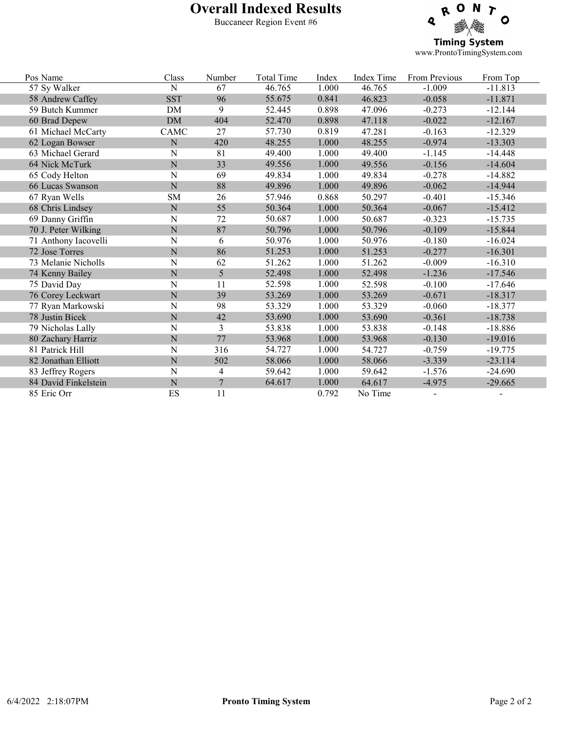# Overall Indexed Results

Buccaneer Region Event #6

PRONTO Timing System
www.ProntoTimingSystem.com

| Pos | Name | Class | Number | Total Time | Index | Index Time | From Previous | From Top |
|---|---|---|---|---|---|---|---|---|
| 57 | Sy Walker | N | 67 | 46.765 | 1.000 | 46.765 | -1.009 | -11.813 |
| 58 | Andrew Caffey | SST | 96 | 55.675 | 0.841 | 46.823 | -0.058 | -11.871 |
| 59 | Butch Kummer | DM | 9 | 52.445 | 0.898 | 47.096 | -0.273 | -12.144 |
| 60 | Brad Depew | DM | 404 | 52.470 | 0.898 | 47.118 | -0.022 | -12.167 |
| 61 | Michael McCarty | CAMC | 27 | 57.730 | 0.819 | 47.281 | -0.163 | -12.329 |
| 62 | Logan Bowser | N | 420 | 48.255 | 1.000 | 48.255 | -0.974 | -13.303 |
| 63 | Michael Gerard | N | 81 | 49.400 | 1.000 | 49.400 | -1.145 | -14.448 |
| 64 | Nick McTurk | N | 33 | 49.556 | 1.000 | 49.556 | -0.156 | -14.604 |
| 65 | Cody Helton | N | 69 | 49.834 | 1.000 | 49.834 | -0.278 | -14.882 |
| 66 | Lucas Swanson | N | 88 | 49.896 | 1.000 | 49.896 | -0.062 | -14.944 |
| 67 | Ryan Wells | SM | 26 | 57.946 | 0.868 | 50.297 | -0.401 | -15.346 |
| 68 | Chris Lindsey | N | 55 | 50.364 | 1.000 | 50.364 | -0.067 | -15.412 |
| 69 | Danny Griffin | N | 72 | 50.687 | 1.000 | 50.687 | -0.323 | -15.735 |
| 70 | J. Peter Wilking | N | 87 | 50.796 | 1.000 | 50.796 | -0.109 | -15.844 |
| 71 | Anthony Iacovelli | N | 6 | 50.976 | 1.000 | 50.976 | -0.180 | -16.024 |
| 72 | Jose Torres | N | 86 | 51.253 | 1.000 | 51.253 | -0.277 | -16.301 |
| 73 | Melanie Nicholls | N | 62 | 51.262 | 1.000 | 51.262 | -0.009 | -16.310 |
| 74 | Kenny Bailey | N | 5 | 52.498 | 1.000 | 52.498 | -1.236 | -17.546 |
| 75 | David Day | N | 11 | 52.598 | 1.000 | 52.598 | -0.100 | -17.646 |
| 76 | Corey Leckwart | N | 39 | 53.269 | 1.000 | 53.269 | -0.671 | -18.317 |
| 77 | Ryan Markowski | N | 98 | 53.329 | 1.000 | 53.329 | -0.060 | -18.377 |
| 78 | Justin Bicek | N | 42 | 53.690 | 1.000 | 53.690 | -0.361 | -18.738 |
| 79 | Nicholas Lally | N | 3 | 53.838 | 1.000 | 53.838 | -0.148 | -18.886 |
| 80 | Zachary Harriz | N | 77 | 53.968 | 1.000 | 53.968 | -0.130 | -19.016 |
| 81 | Patrick Hill | N | 316 | 54.727 | 1.000 | 54.727 | -0.759 | -19.775 |
| 82 | Jonathan Elliott | N | 502 | 58.066 | 1.000 | 58.066 | -3.339 | -23.114 |
| 83 | Jeffrey Rogers | N | 4 | 59.642 | 1.000 | 59.642 | -1.576 | -24.690 |
| 84 | David Finkelstein | N | 7 | 64.617 | 1.000 | 64.617 | -4.975 | -29.665 |
| 85 | Eric Orr | ES | 11 | | 0.792 | No Time | - | - |

6/4/2022 2:18:07PM — Pronto Timing System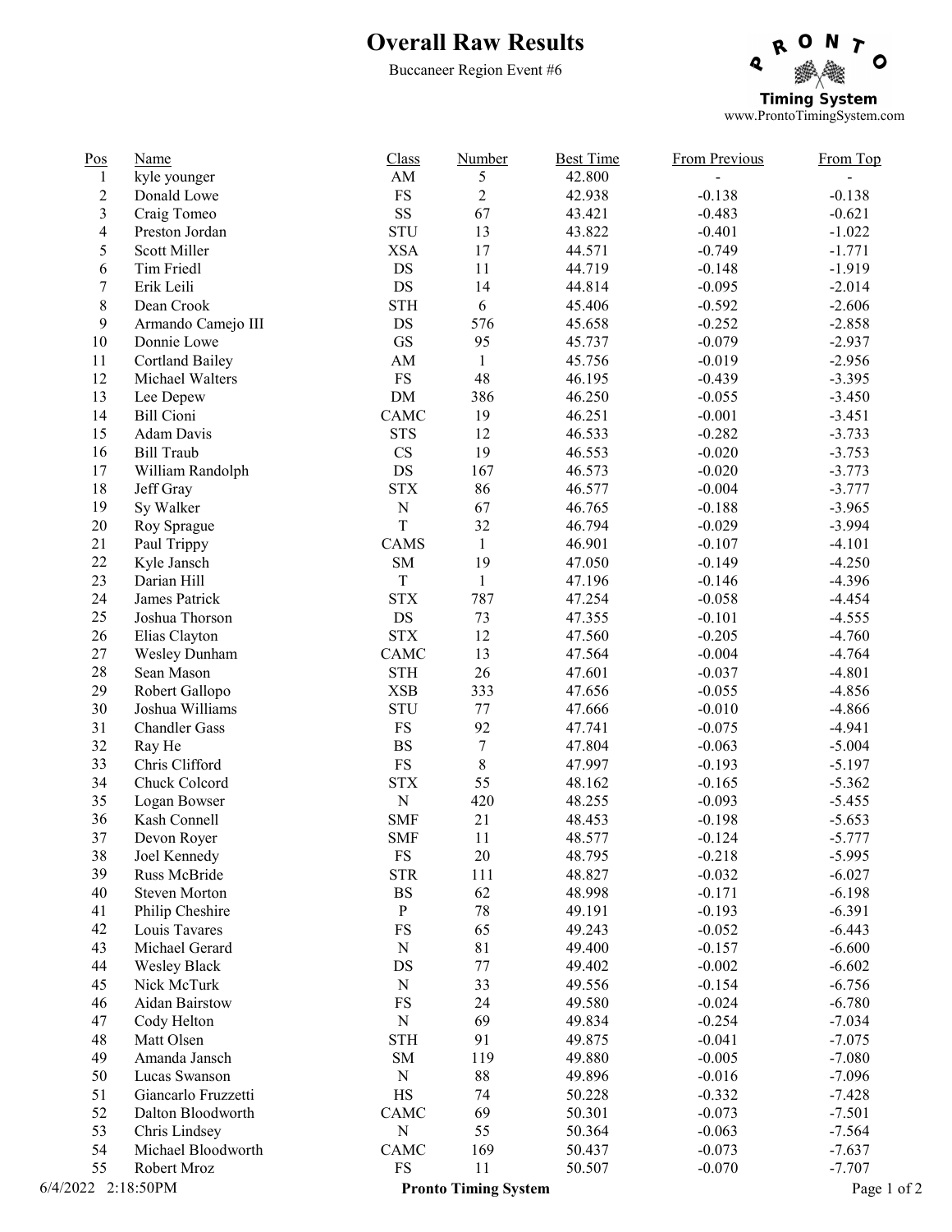# Overall Raw Results

Buccaneer Region Event #6

PRONTO Timing System
www.ProntoTimingSystem.com

| Pos | Name | Class | Number | Best Time | From Previous | From Top |
|---|---|---|---|---|---|---|
| 1 | kyle younger | AM | 5 | 42.800 | - | - |
| 2 | Donald Lowe | FS | 2 | 42.938 | -0.138 | -0.138 |
| 3 | Craig Tomeo | SS | 67 | 43.421 | -0.483 | -0.621 |
| 4 | Preston Jordan | STU | 13 | 43.822 | -0.401 | -1.022 |
| 5 | Scott Miller | XSA | 17 | 44.571 | -0.749 | -1.771 |
| 6 | Tim Friedl | DS | 11 | 44.719 | -0.148 | -1.919 |
| 7 | Erik Leili | DS | 14 | 44.814 | -0.095 | -2.014 |
| 8 | Dean Crook | STH | 6 | 45.406 | -0.592 | -2.606 |
| 9 | Armando Camejo III | DS | 576 | 45.658 | -0.252 | -2.858 |
| 10 | Donnie Lowe | GS | 95 | 45.737 | -0.079 | -2.937 |
| 11 | Cortland Bailey | AM | 1 | 45.756 | -0.019 | -2.956 |
| 12 | Michael Walters | FS | 48 | 46.195 | -0.439 | -3.395 |
| 13 | Lee Depew | DM | 386 | 46.250 | -0.055 | -3.450 |
| 14 | Bill Cioni | CAMC | 19 | 46.251 | -0.001 | -3.451 |
| 15 | Adam Davis | STS | 12 | 46.533 | -0.282 | -3.733 |
| 16 | Bill Traub | CS | 19 | 46.553 | -0.020 | -3.753 |
| 17 | William Randolph | DS | 167 | 46.573 | -0.020 | -3.773 |
| 18 | Jeff Gray | STX | 86 | 46.577 | -0.004 | -3.777 |
| 19 | Sy Walker | N | 67 | 46.765 | -0.188 | -3.965 |
| 20 | Roy Sprague | T | 32 | 46.794 | -0.029 | -3.994 |
| 21 | Paul Trippy | CAMS | 1 | 46.901 | -0.107 | -4.101 |
| 22 | Kyle Jansch | SM | 19 | 47.050 | -0.149 | -4.250 |
| 23 | Darian Hill | T | 1 | 47.196 | -0.146 | -4.396 |
| 24 | James Patrick | STX | 787 | 47.254 | -0.058 | -4.454 |
| 25 | Joshua Thorson | DS | 73 | 47.355 | -0.101 | -4.555 |
| 26 | Elias Clayton | STX | 12 | 47.560 | -0.205 | -4.760 |
| 27 | Wesley Dunham | CAMC | 13 | 47.564 | -0.004 | -4.764 |
| 28 | Sean Mason | STH | 26 | 47.601 | -0.037 | -4.801 |
| 29 | Robert Gallopo | XSB | 333 | 47.656 | -0.055 | -4.856 |
| 30 | Joshua Williams | STU | 77 | 47.666 | -0.010 | -4.866 |
| 31 | Chandler Gass | FS | 92 | 47.741 | -0.075 | -4.941 |
| 32 | Ray He | BS | 7 | 47.804 | -0.063 | -5.004 |
| 33 | Chris Clifford | FS | 8 | 47.997 | -0.193 | -5.197 |
| 34 | Chuck Colcord | STX | 55 | 48.162 | -0.165 | -5.362 |
| 35 | Logan Bowser | N | 420 | 48.255 | -0.093 | -5.455 |
| 36 | Kash Connell | SMF | 21 | 48.453 | -0.198 | -5.653 |
| 37 | Devon Royer | SMF | 11 | 48.577 | -0.124 | -5.777 |
| 38 | Joel Kennedy | FS | 20 | 48.795 | -0.218 | -5.995 |
| 39 | Russ McBride | STR | 111 | 48.827 | -0.032 | -6.027 |
| 40 | Steven Morton | BS | 62 | 48.998 | -0.171 | -6.198 |
| 41 | Philip Cheshire | P | 78 | 49.191 | -0.193 | -6.391 |
| 42 | Louis Tavares | FS | 65 | 49.243 | -0.052 | -6.443 |
| 43 | Michael Gerard | N | 81 | 49.400 | -0.157 | -6.600 |
| 44 | Wesley Black | DS | 77 | 49.402 | -0.002 | -6.602 |
| 45 | Nick McTurk | N | 33 | 49.556 | -0.154 | -6.756 |
| 46 | Aidan Bairstow | FS | 24 | 49.580 | -0.024 | -6.780 |
| 47 | Cody Helton | N | 69 | 49.834 | -0.254 | -7.034 |
| 48 | Matt Olsen | STH | 91 | 49.875 | -0.041 | -7.075 |
| 49 | Amanda Jansch | SM | 119 | 49.880 | -0.005 | -7.080 |
| 50 | Lucas Swanson | N | 88 | 49.896 | -0.016 | -7.096 |
| 51 | Giancarlo Fruzzetti | HS | 74 | 50.228 | -0.332 | -7.428 |
| 52 | Dalton Bloodworth | CAMC | 69 | 50.301 | -0.073 | -7.501 |
| 53 | Chris Lindsey | N | 55 | 50.364 | -0.063 | -7.564 |
| 54 | Michael Bloodworth | CAMC | 169 | 50.437 | -0.073 | -7.637 |
| 55 | Robert Mroz | FS | 11 | 50.507 | -0.070 | -7.707 |

6/4/2022 2:18:50PM Pronto Timing System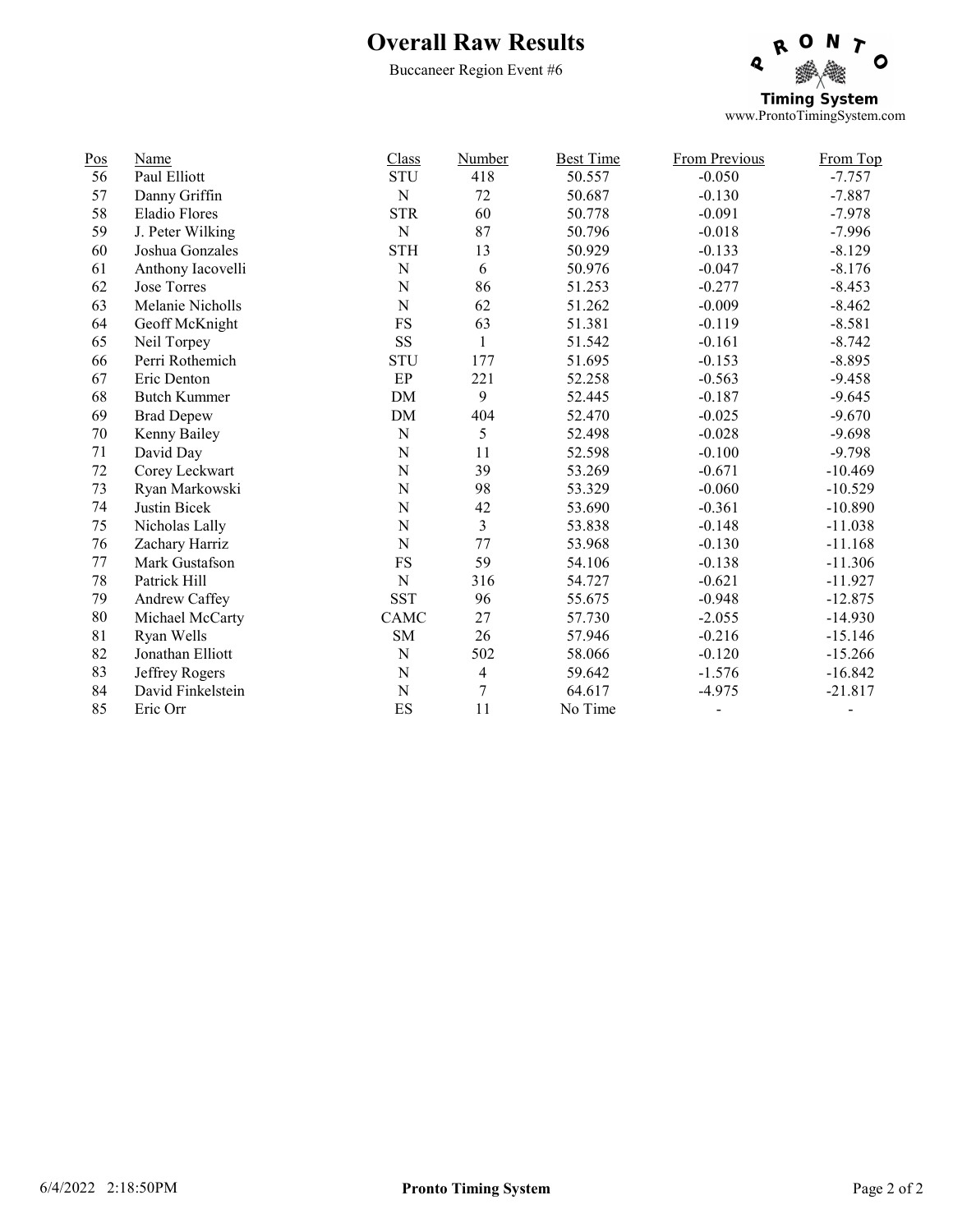# Overall Raw Results

Buccaneer Region Event #6

Pronto Timing System
www.ProntoTimingSystem.com

| Pos | Name | Class | Number | Best Time | From Previous | From Top |
|---|---|---|---|---|---|---|
| 56 | Paul Elliott | STU | 418 | 50.557 | -0.050 | -7.757 |
| 57 | Danny Griffin | N | 72 | 50.687 | -0.130 | -7.887 |
| 58 | Eladio Flores | STR | 60 | 50.778 | -0.091 | -7.978 |
| 59 | J. Peter Wilking | N | 87 | 50.796 | -0.018 | -7.996 |
| 60 | Joshua Gonzales | STH | 13 | 50.929 | -0.133 | -8.129 |
| 61 | Anthony Iacovelli | N | 6 | 50.976 | -0.047 | -8.176 |
| 62 | Jose Torres | N | 86 | 51.253 | -0.277 | -8.453 |
| 63 | Melanie Nicholls | N | 62 | 51.262 | -0.009 | -8.462 |
| 64 | Geoff McKnight | FS | 63 | 51.381 | -0.119 | -8.581 |
| 65 | Neil Torpey | SS | 1 | 51.542 | -0.161 | -8.742 |
| 66 | Perri Rothemich | STU | 177 | 51.695 | -0.153 | -8.895 |
| 67 | Eric Denton | EP | 221 | 52.258 | -0.563 | -9.458 |
| 68 | Butch Kummer | DM | 9 | 52.445 | -0.187 | -9.645 |
| 69 | Brad Depew | DM | 404 | 52.470 | -0.025 | -9.670 |
| 70 | Kenny Bailey | N | 5 | 52.498 | -0.028 | -9.698 |
| 71 | David Day | N | 11 | 52.598 | -0.100 | -9.798 |
| 72 | Corey Leckwart | N | 39 | 53.269 | -0.671 | -10.469 |
| 73 | Ryan Markowski | N | 98 | 53.329 | -0.060 | -10.529 |
| 74 | Justin Bicek | N | 42 | 53.690 | -0.361 | -10.890 |
| 75 | Nicholas Lally | N | 3 | 53.838 | -0.148 | -11.038 |
| 76 | Zachary Harriz | N | 77 | 53.968 | -0.130 | -11.168 |
| 77 | Mark Gustafson | FS | 59 | 54.106 | -0.138 | -11.306 |
| 78 | Patrick Hill | N | 316 | 54.727 | -0.621 | -11.927 |
| 79 | Andrew Caffey | SST | 96 | 55.675 | -0.948 | -12.875 |
| 80 | Michael McCarty | CAMC | 27 | 57.730 | -2.055 | -14.930 |
| 81 | Ryan Wells | SM | 26 | 57.946 | -0.216 | -15.146 |
| 82 | Jonathan Elliott | N | 502 | 58.066 | -0.120 | -15.266 |
| 83 | Jeffrey Rogers | N | 4 | 59.642 | -1.576 | -16.842 |
| 84 | David Finkelstein | N | 7 | 64.617 | -4.975 | -21.817 |
| 85 | Eric Orr | ES | 11 | No Time | - | - |

6/4/2022 2:18:50PM Pronto Timing System